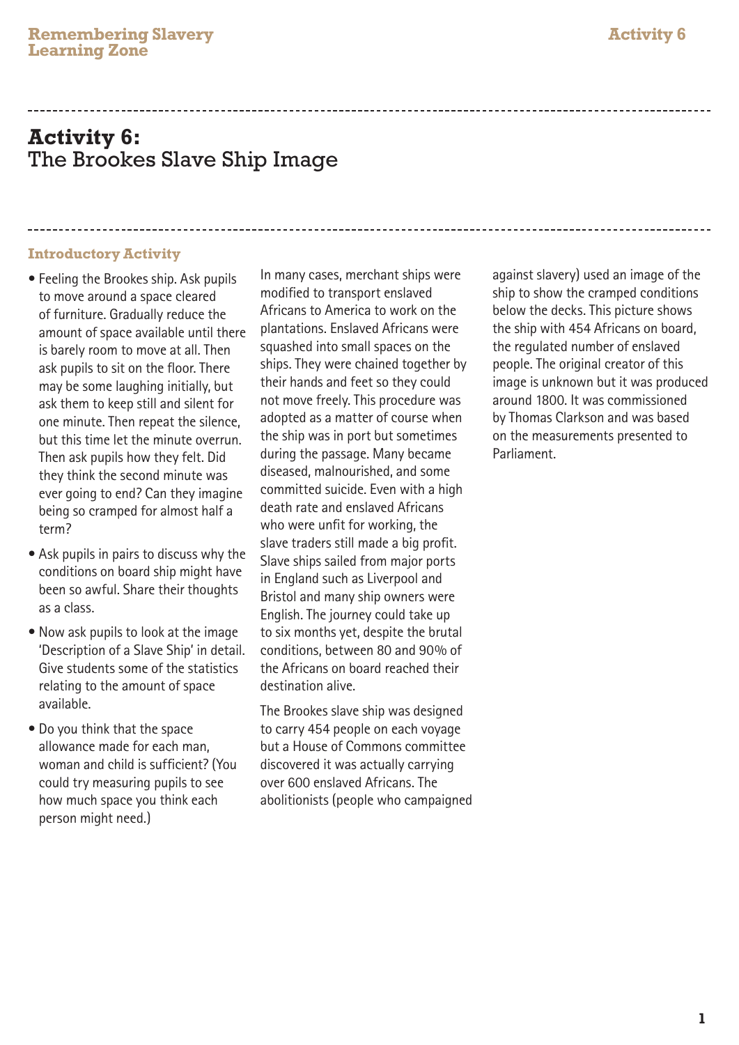# Activity 6:
## The Brookes Slave Ship Image

### Introductory Activity

- Feeling the Brookes ship. Ask pupils to move around a space cleared of furniture. Gradually reduce the amount of space available until there is barely room to move at all. Then ask pupils to sit on the floor. There may be some laughing initially, but ask them to keep still and silent for one minute. Then repeat the silence, but this time let the minute overrun. Then ask pupils how they felt. Did they think the second minute was ever going to end? Can they imagine being so cramped for almost half a term?
- Ask pupils in pairs to discuss why the conditions on board ship might have been so awful. Share their thoughts as a class.
- Now ask pupils to look at the image 'Description of a Slave Ship' in detail. Give students some of the statistics relating to the amount of space available.
- Do you think that the space allowance made for each man, woman and child is sufficient? (You could try measuring pupils to see how much space you think each person might need.)

In many cases, merchant ships were modified to transport enslaved Africans to America to work on the plantations. Enslaved Africans were squashed into small spaces on the ships. They were chained together by their hands and feet so they could not move freely. This procedure was adopted as a matter of course when the ship was in port but sometimes during the passage. Many became diseased, malnourished, and some committed suicide. Even with a high death rate and enslaved Africans who were unfit for working, the slave traders still made a big profit. Slave ships sailed from major ports in England such as Liverpool and Bristol and many ship owners were English. The journey could take up to six months yet, despite the brutal conditions, between 80 and 90% of the Africans on board reached their destination alive.

The Brookes slave ship was designed to carry 454 people on each voyage but a House of Commons committee discovered it was actually carrying over 600 enslaved Africans. The abolitionists (people who campaigned against slavery) used an image of the ship to show the cramped conditions below the decks. This picture shows the ship with 454 Africans on board, the regulated number of enslaved people. The original creator of this image is unknown but it was produced around 1800. It was commissioned by Thomas Clarkson and was based on the measurements presented to Parliament.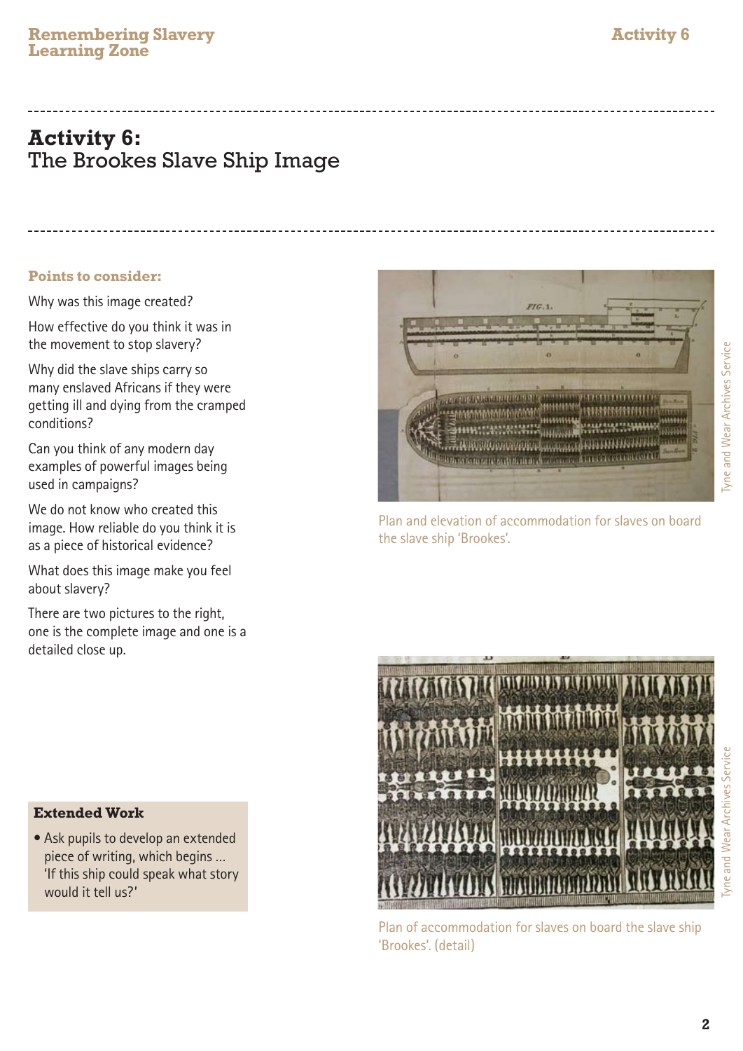# Activity 6:
## The Brookes Slave Ship Image

**Points to consider:**

Why was this image created?

How effective do you think it was in the movement to stop slavery?

Why did the slave ships carry so many enslaved Africans if they were getting ill and dying from the cramped conditions?

Can you think of any modern day examples of powerful images being used in campaigns?

We do not know who created this image. How reliable do you think it is as a piece of historical evidence?

What does this image make you feel about slavery?

There are two pictures to the right, one is the complete image and one is a detailed close up.

Plan and elevation of accommodation for slaves on board the slave ship 'Brookes'.

Tyne and Wear Archives Service

Plan of accommodation for slaves on board the slave ship 'Brookes'. (detail)

Tyne and Wear Archives Service

**Extended Work**

- Ask pupils to develop an extended piece of writing, which begins … 'If this ship could speak what story would it tell us?'